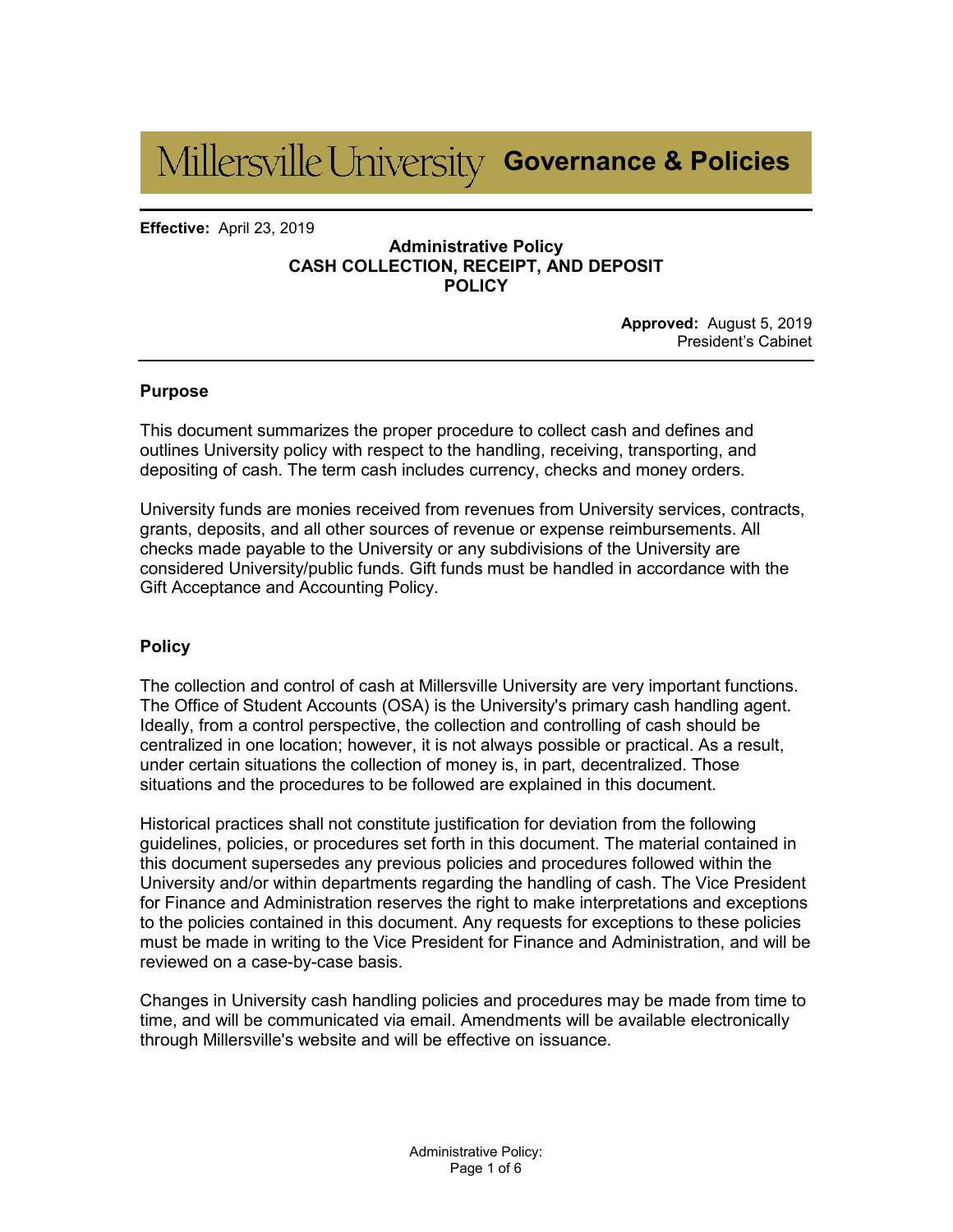Millersville University **Governance & Policies**

**Effective:** April 23, 2019

**Administrative Policy**
**CASH COLLECTION, RECEIPT, AND DEPOSIT POLICY**

**Approved:** August 5, 2019
President's Cabinet

## Purpose

This document summarizes the proper procedure to collect cash and defines and outlines University policy with respect to the handling, receiving, transporting, and depositing of cash. The term cash includes currency, checks and money orders.

University funds are monies received from revenues from University services, contracts, grants, deposits, and all other sources of revenue or expense reimbursements. All checks made payable to the University or any subdivisions of the University are considered University/public funds. Gift funds must be handled in accordance with the Gift Acceptance and Accounting Policy.

## Policy

The collection and control of cash at Millersville University are very important functions. The Office of Student Accounts (OSA) is the University's primary cash handling agent. Ideally, from a control perspective, the collection and controlling of cash should be centralized in one location; however, it is not always possible or practical. As a result, under certain situations the collection of money is, in part, decentralized. Those situations and the procedures to be followed are explained in this document.

Historical practices shall not constitute justification for deviation from the following guidelines, policies, or procedures set forth in this document. The material contained in this document supersedes any previous policies and procedures followed within the University and/or within departments regarding the handling of cash. The Vice President for Finance and Administration reserves the right to make interpretations and exceptions to the policies contained in this document. Any requests for exceptions to these policies must be made in writing to the Vice President for Finance and Administration, and will be reviewed on a case-by-case basis.

Changes in University cash handling policies and procedures may be made from time to time, and will be communicated via email. Amendments will be available electronically through Millersville's website and will be effective on issuance.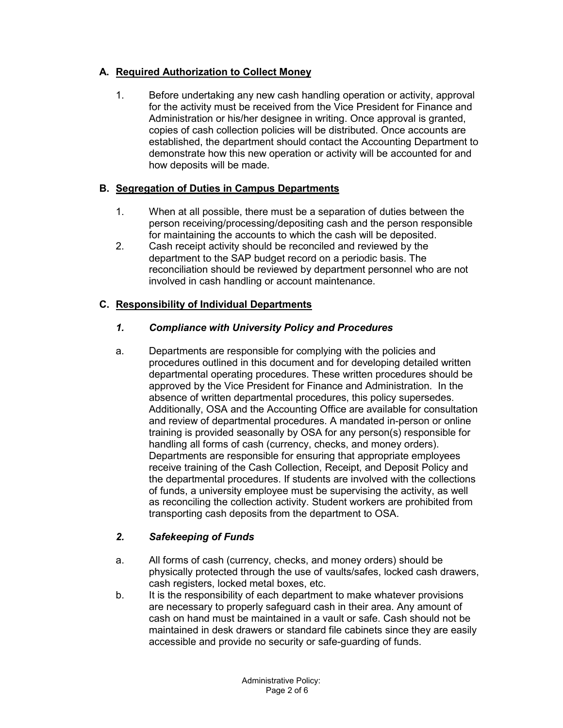## A. Required Authorization to Collect Money

1. Before undertaking any new cash handling operation or activity, approval for the activity must be received from the Vice President for Finance and Administration or his/her designee in writing. Once approval is granted, copies of cash collection policies will be distributed. Once accounts are established, the department should contact the Accounting Department to demonstrate how this new operation or activity will be accounted for and how deposits will be made.

## B. Segregation of Duties in Campus Departments

1. When at all possible, there must be a separation of duties between the person receiving/processing/depositing cash and the person responsible for maintaining the accounts to which the cash will be deposited.
2. Cash receipt activity should be reconciled and reviewed by the department to the SAP budget record on a periodic basis. The reconciliation should be reviewed by department personnel who are not involved in cash handling or account maintenance.

## C. Responsibility of Individual Departments

### *1. Compliance with University Policy and Procedures*

a. Departments are responsible for complying with the policies and procedures outlined in this document and for developing detailed written departmental operating procedures. These written procedures should be approved by the Vice President for Finance and Administration. In the absence of written departmental procedures, this policy supersedes. Additionally, OSA and the Accounting Office are available for consultation and review of departmental procedures. A mandated in-person or online training is provided seasonally by OSA for any person(s) responsible for handling all forms of cash (currency, checks, and money orders). Departments are responsible for ensuring that appropriate employees receive training of the Cash Collection, Receipt, and Deposit Policy and the departmental procedures. If students are involved with the collections of funds, a university employee must be supervising the activity, as well as reconciling the collection activity. Student workers are prohibited from transporting cash deposits from the department to OSA.

### *2. Safekeeping of Funds*

a. All forms of cash (currency, checks, and money orders) should be physically protected through the use of vaults/safes, locked cash drawers, cash registers, locked metal boxes, etc.

b. It is the responsibility of each department to make whatever provisions are necessary to properly safeguard cash in their area. Any amount of cash on hand must be maintained in a vault or safe. Cash should not be maintained in desk drawers or standard file cabinets since they are easily accessible and provide no security or safe-guarding of funds.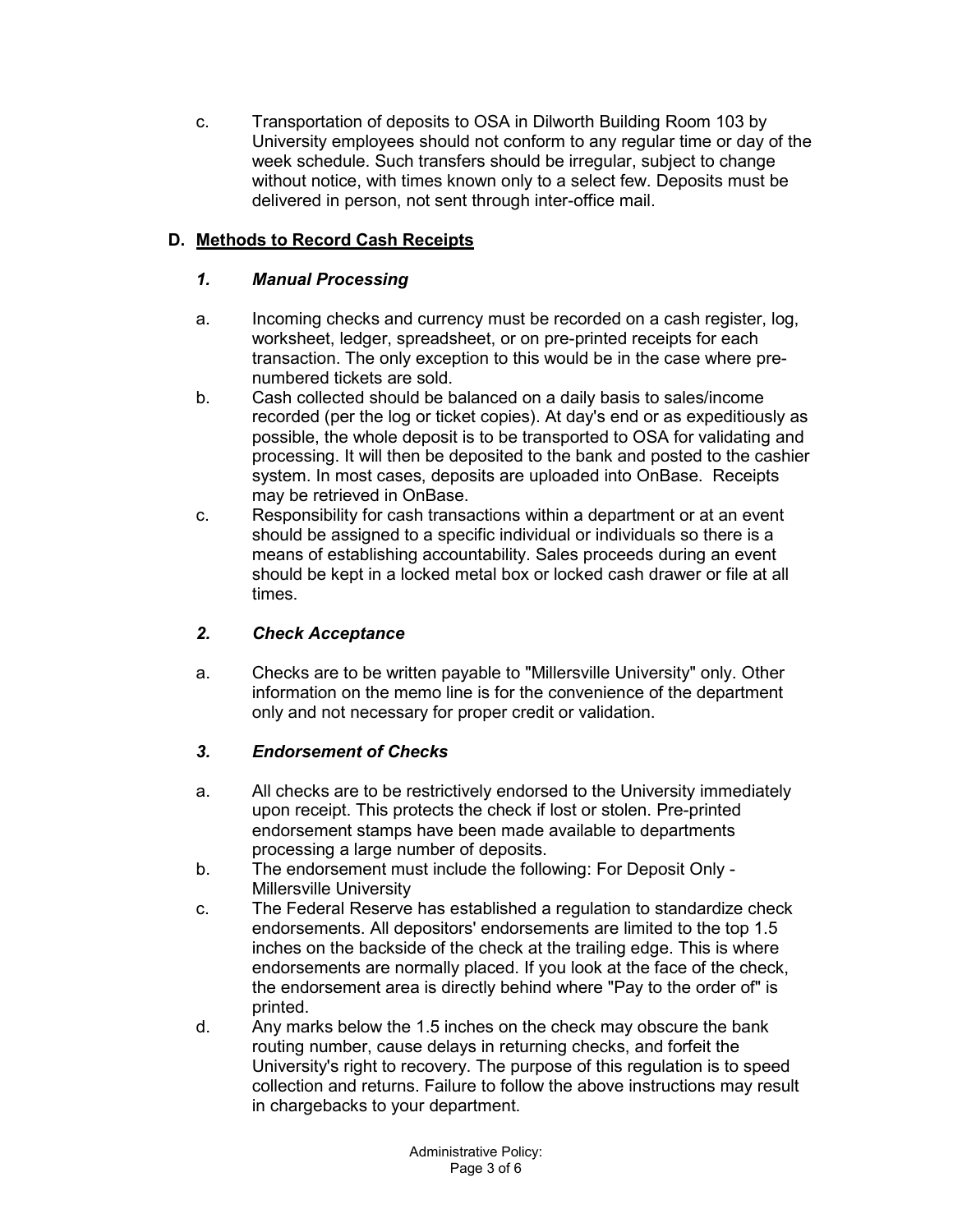c. Transportation of deposits to OSA in Dilworth Building Room 103 by University employees should not conform to any regular time or day of the week schedule. Such transfers should be irregular, subject to change without notice, with times known only to a select few. Deposits must be delivered in person, not sent through inter-office mail.

## D. Methods to Record Cash Receipts

### *1. Manual Processing*

a. Incoming checks and currency must be recorded on a cash register, log, worksheet, ledger, spreadsheet, or on pre-printed receipts for each transaction. The only exception to this would be in the case where pre-numbered tickets are sold.

b. Cash collected should be balanced on a daily basis to sales/income recorded (per the log or ticket copies). At day's end or as expeditiously as possible, the whole deposit is to be transported to OSA for validating and processing. It will then be deposited to the bank and posted to the cashier system. In most cases, deposits are uploaded into OnBase. Receipts may be retrieved in OnBase.

c. Responsibility for cash transactions within a department or at an event should be assigned to a specific individual or individuals so there is a means of establishing accountability. Sales proceeds during an event should be kept in a locked metal box or locked cash drawer or file at all times.

### *2. Check Acceptance*

a. Checks are to be written payable to "Millersville University" only. Other information on the memo line is for the convenience of the department only and not necessary for proper credit or validation.

### *3. Endorsement of Checks*

a. All checks are to be restrictively endorsed to the University immediately upon receipt. This protects the check if lost or stolen. Pre-printed endorsement stamps have been made available to departments processing a large number of deposits.

b. The endorsement must include the following: For Deposit Only - Millersville University

c. The Federal Reserve has established a regulation to standardize check endorsements. All depositors' endorsements are limited to the top 1.5 inches on the backside of the check at the trailing edge. This is where endorsements are normally placed. If you look at the face of the check, the endorsement area is directly behind where "Pay to the order of" is printed.

d. Any marks below the 1.5 inches on the check may obscure the bank routing number, cause delays in returning checks, and forfeit the University's right to recovery. The purpose of this regulation is to speed collection and returns. Failure to follow the above instructions may result in chargebacks to your department.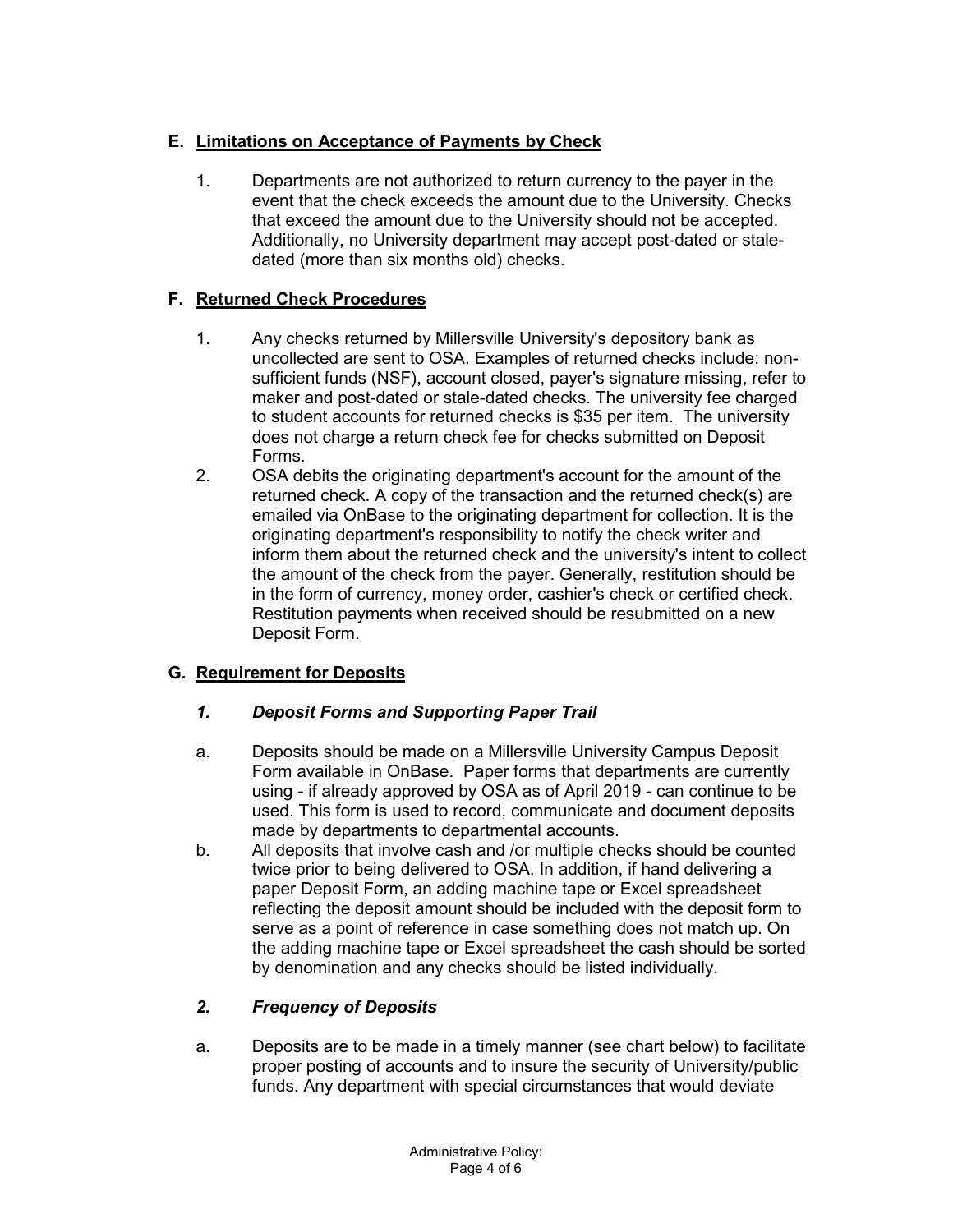## E. Limitations on Acceptance of Payments by Check

1. Departments are not authorized to return currency to the payer in the event that the check exceeds the amount due to the University. Checks that exceed the amount due to the University should not be accepted. Additionally, no University department may accept post-dated or stale-dated (more than six months old) checks.

## F. Returned Check Procedures

1. Any checks returned by Millersville University's depository bank as uncollected are sent to OSA. Examples of returned checks include: non-sufficient funds (NSF), account closed, payer's signature missing, refer to maker and post-dated or stale-dated checks. The university fee charged to student accounts for returned checks is $35 per item. The university does not charge a return check fee for checks submitted on Deposit Forms.
2. OSA debits the originating department's account for the amount of the returned check. A copy of the transaction and the returned check(s) are emailed via OnBase to the originating department for collection. It is the originating department's responsibility to notify the check writer and inform them about the returned check and the university's intent to collect the amount of the check from the payer. Generally, restitution should be in the form of currency, money order, cashier's check or certified check. Restitution payments when received should be resubmitted on a new Deposit Form.

## G. Requirement for Deposits

### *1. Deposit Forms and Supporting Paper Trail*

a. Deposits should be made on a Millersville University Campus Deposit Form available in OnBase. Paper forms that departments are currently using - if already approved by OSA as of April 2019 - can continue to be used. This form is used to record, communicate and document deposits made by departments to departmental accounts.

b. All deposits that involve cash and /or multiple checks should be counted twice prior to being delivered to OSA. In addition, if hand delivering a paper Deposit Form, an adding machine tape or Excel spreadsheet reflecting the deposit amount should be included with the deposit form to serve as a point of reference in case something does not match up. On the adding machine tape or Excel spreadsheet the cash should be sorted by denomination and any checks should be listed individually.

### *2. Frequency of Deposits*

a. Deposits are to be made in a timely manner (see chart below) to facilitate proper posting of accounts and to insure the security of University/public funds. Any department with special circumstances that would deviate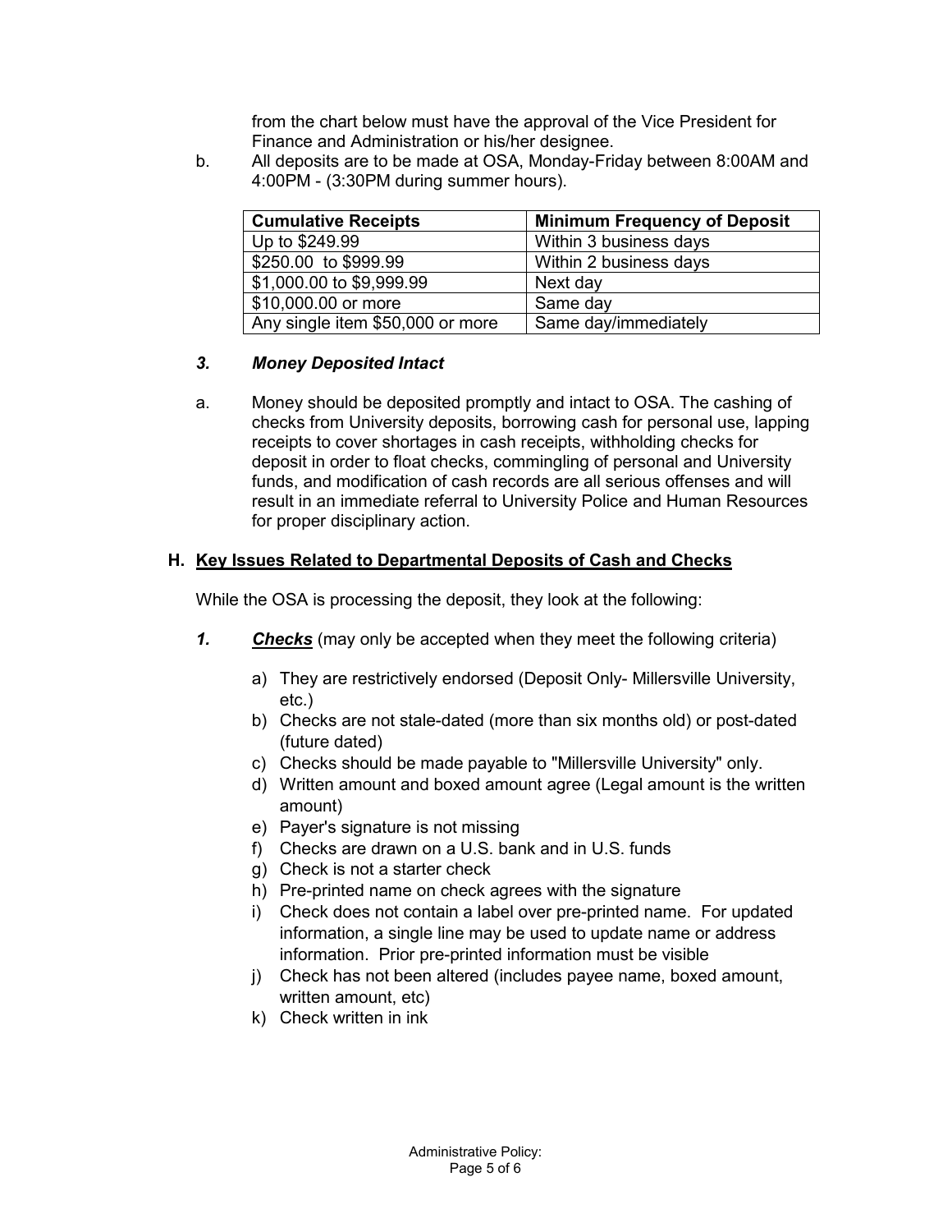from the chart below must have the approval of the Vice President for Finance and Administration or his/her designee.

b. All deposits are to be made at OSA, Monday-Friday between 8:00AM and 4:00PM - (3:30PM during summer hours).

| Cumulative Receipts | Minimum Frequency of Deposit |
|---|---|
| Up to $249.99 | Within 3 business days |
| $250.00 to $999.99 | Within 2 business days |
| $1,000.00 to $9,999.99 | Next day |
| $10,000.00 or more | Same day |
| Any single item $50,000 or more | Same day/immediately |

### *3. Money Deposited Intact*

a. Money should be deposited promptly and intact to OSA. The cashing of checks from University deposits, borrowing cash for personal use, lapping receipts to cover shortages in cash receipts, withholding checks for deposit in order to float checks, commingling of personal and University funds, and modification of cash records are all serious offenses and will result in an immediate referral to University Police and Human Resources for proper disciplinary action.

## H. Key Issues Related to Departmental Deposits of Cash and Checks

While the OSA is processing the deposit, they look at the following:

***1.*** ***Checks*** (may only be accepted when they meet the following criteria)

a) They are restrictively endorsed (Deposit Only- Millersville University, etc.)
b) Checks are not stale-dated (more than six months old) or post-dated (future dated)
c) Checks should be made payable to "Millersville University" only.
d) Written amount and boxed amount agree (Legal amount is the written amount)
e) Payer's signature is not missing
f) Checks are drawn on a U.S. bank and in U.S. funds
g) Check is not a starter check
h) Pre-printed name on check agrees with the signature
i) Check does not contain a label over pre-printed name. For updated information, a single line may be used to update name or address information. Prior pre-printed information must be visible
j) Check has not been altered (includes payee name, boxed amount, written amount, etc)
k) Check written in ink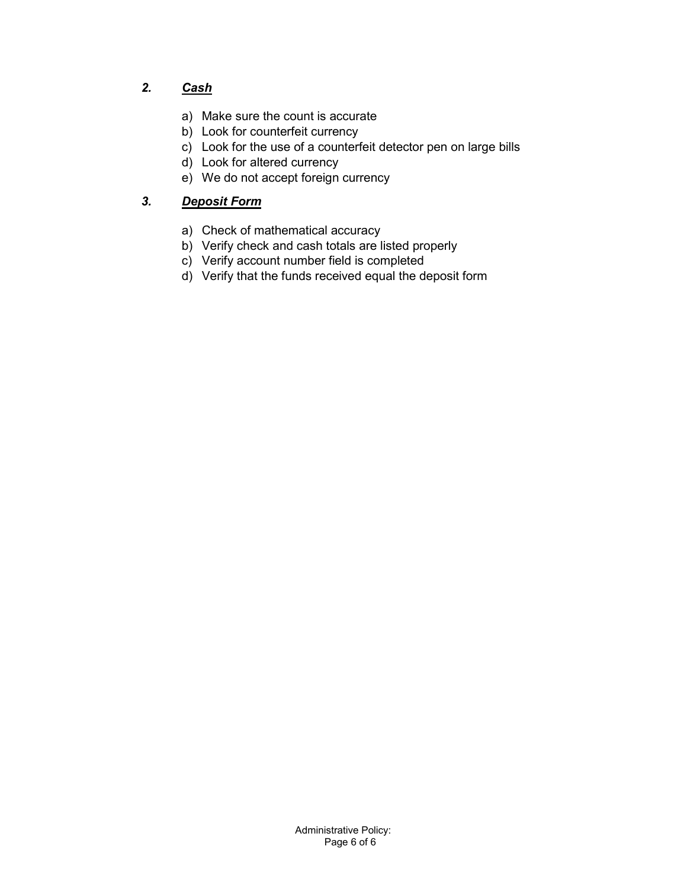### *2. <u>Cash</u>*

a) Make sure the count is accurate
b) Look for counterfeit currency
c) Look for the use of a counterfeit detector pen on large bills
d) Look for altered currency
e) We do not accept foreign currency

### *3. <u>Deposit Form</u>*

a) Check of mathematical accuracy
b) Verify check and cash totals are listed properly
c) Verify account number field is completed
d) Verify that the funds received equal the deposit form